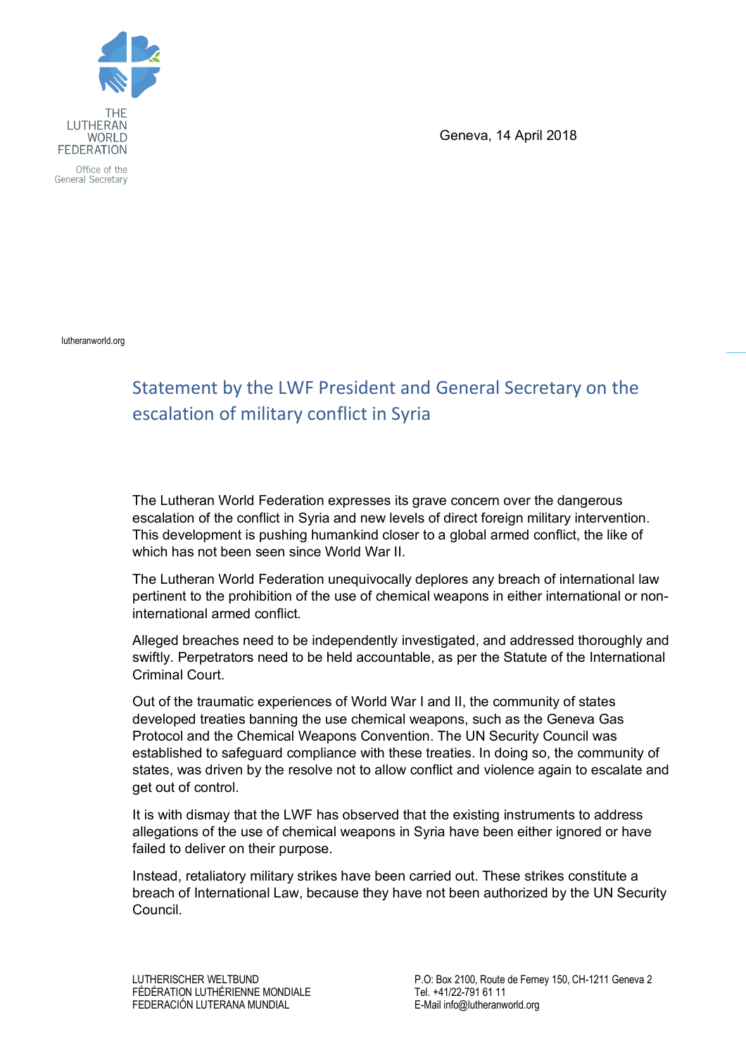THE LUTHERAN WORLD FEDERATION

Office of the General Secretary

Geneva, 14 April 2018

lutheranworld.org

# Statement by the LWF President and General Secretary on the escalation of military conflict in Syria

The Lutheran World Federation expresses its grave concern over the dangerous escalation of the conflict in Syria and new levels of direct foreign military intervention. This development is pushing humankind closer to a global armed conflict, the like of which has not been seen since World War II.

The Lutheran World Federation unequivocally deplores any breach of international law pertinent to the prohibition of the use of chemical weapons in either international or non-international armed conflict.

Alleged breaches need to be independently investigated, and addressed thoroughly and swiftly. Perpetrators need to be held accountable, as per the Statute of the International Criminal Court.

Out of the traumatic experiences of World War I and II, the community of states developed treaties banning the use chemical weapons, such as the Geneva Gas Protocol and the Chemical Weapons Convention. The UN Security Council was established to safeguard compliance with these treaties. In doing so, the community of states, was driven by the resolve not to allow conflict and violence again to escalate and get out of control.

It is with dismay that the LWF has observed that the existing instruments to address allegations of the use of chemical weapons in Syria have been either ignored or have failed to deliver on their purpose.

Instead, retaliatory military strikes have been carried out. These strikes constitute a breach of International Law, because they have not been authorized by the UN Security Council.

LUTHERISCHER WELTBUND
FÉDÉRATION LUTHÉRIENNE MONDIALE
FEDERACIÓN LUTERANA MUNDIAL

P.O: Box 2100, Route de Ferney 150, CH-1211 Geneva 2
Tel. +41/22-791 61 11
E-Mail info@lutheranworld.org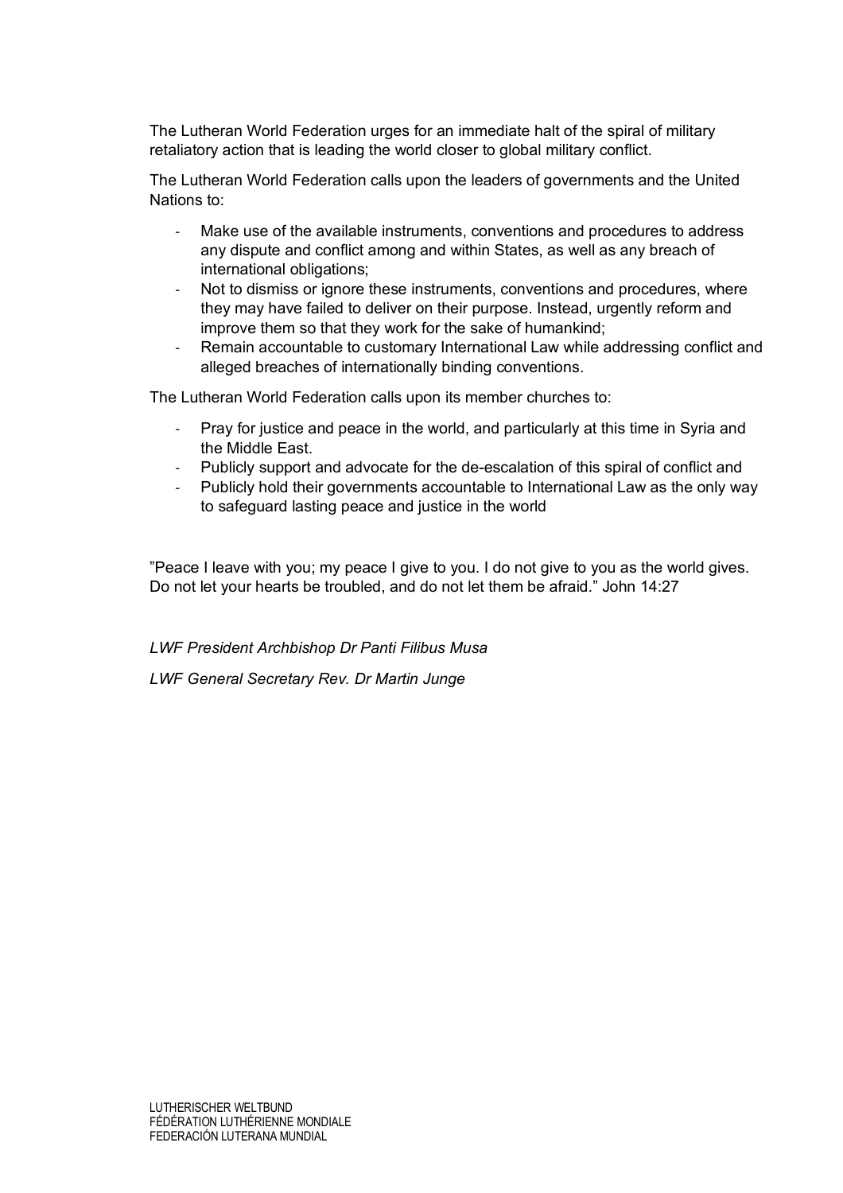The Lutheran World Federation urges for an immediate halt of the spiral of military retaliatory action that is leading the world closer to global military conflict.

The Lutheran World Federation calls upon the leaders of governments and the United Nations to:

- Make use of the available instruments, conventions and procedures to address any dispute and conflict among and within States, as well as any breach of international obligations;
- Not to dismiss or ignore these instruments, conventions and procedures, where they may have failed to deliver on their purpose. Instead, urgently reform and improve them so that they work for the sake of humankind;
- Remain accountable to customary International Law while addressing conflict and alleged breaches of internationally binding conventions.

The Lutheran World Federation calls upon its member churches to:

- Pray for justice and peace in the world, and particularly at this time in Syria and the Middle East.
- Publicly support and advocate for the de-escalation of this spiral of conflict and
- Publicly hold their governments accountable to International Law as the only way to safeguard lasting peace and justice in the world

"Peace I leave with you; my peace I give to you. I do not give to you as the world gives. Do not let your hearts be troubled, and do not let them be afraid." John 14:27

*LWF President Archbishop Dr Panti Filibus Musa*

*LWF General Secretary Rev. Dr Martin Junge*

LUTHERISCHER WELTBUND
FÉDÉRATION LUTHÉRIENNE MONDIALE
FEDERACIÓN LUTERANA MUNDIAL